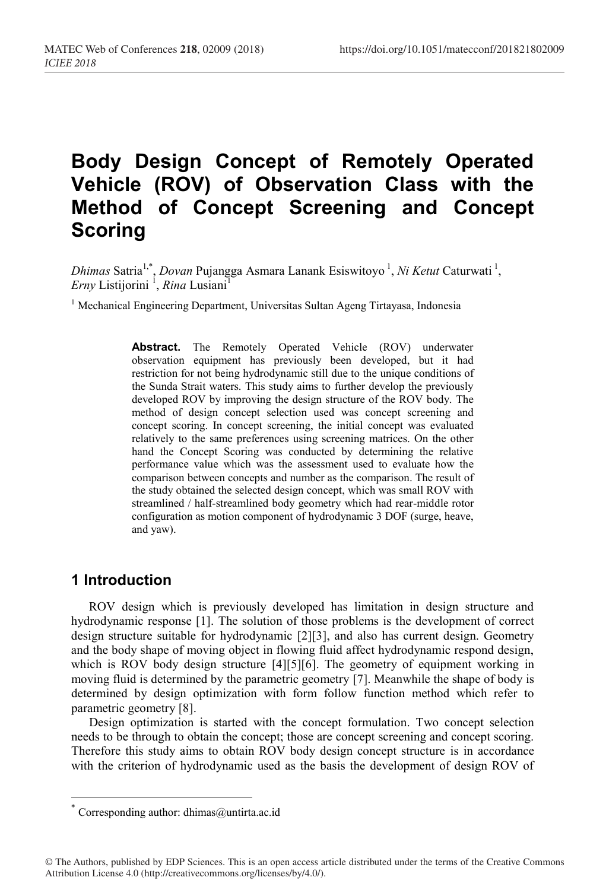# Body Design Concept of Remotely Operated Vehicle (ROV) of Observation Class with the Method of Concept Screening and Concept Scoring

*Dhimas* Satria[1,*], *Dovan* Pujangga Asmara Lanank Esiswitoyo [1], *Ni Ketut* Caturwati [1], *Erny* Listijorini [1], *Rina* Lusiani[1]

[1] Mechanical Engineering Department, Universitas Sultan Ageng Tirtayasa, Indonesia

**Abstract.** The Remotely Operated Vehicle (ROV) underwater observation equipment has previously been developed, but it had restriction for not being hydrodynamic still due to the unique conditions of the Sunda Strait waters. This study aims to further develop the previously developed ROV by improving the design structure of the ROV body. The method of design concept selection used was concept screening and concept scoring. In concept screening, the initial concept was evaluated relatively to the same preferences using screening matrices. On the other hand the Concept Scoring was conducted by determining the relative performance value which was the assessment used to evaluate how the comparison between concepts and number as the comparison. The result of the study obtained the selected design concept, which was small ROV with streamlined / half-streamlined body geometry which had rear-middle rotor configuration as motion component of hydrodynamic 3 DOF (surge, heave, and yaw).

## 1 Introduction

ROV design which is previously developed has limitation in design structure and hydrodynamic response [1]. The solution of those problems is the development of correct design structure suitable for hydrodynamic [2][3], and also has current design. Geometry and the body shape of moving object in flowing fluid affect hydrodynamic respond design, which is ROV body design structure [4][5][6]. The geometry of equipment working in moving fluid is determined by the parametric geometry [7]. Meanwhile the shape of body is determined by design optimization with form follow function method which refer to parametric geometry [8].

Design optimization is started with the concept formulation. Two concept selection needs to be through to obtain the concept; those are concept screening and concept scoring. Therefore this study aims to obtain ROV body design concept structure is in accordance with the criterion of hydrodynamic used as the basis the development of design ROV of

[*] Corresponding author: dhimas@untirta.ac.id

© The Authors, published by EDP Sciences. This is an open access article distributed under the terms of the Creative Commons Attribution License 4.0 (http://creativecommons.org/licenses/by/4.0/).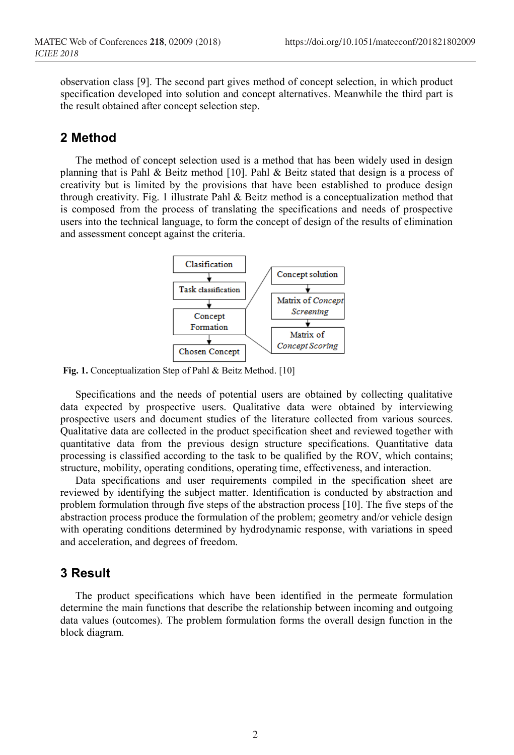observation class [9]. The second part gives method of concept selection, in which product specification developed into solution and concept alternatives. Meanwhile the third part is the result obtained after concept selection step.

## 2 Method

The method of concept selection used is a method that has been widely used in design planning that is Pahl & Beitz method [10]. Pahl & Beitz stated that design is a process of creativity but is limited by the provisions that have been established to produce design through creativity. Fig. 1 illustrate Pahl & Beitz method is a conceptualization method that is composed from the process of translating the specifications and needs of prospective users into the technical language, to form the concept of design of the results of elimination and assessment concept against the criteria.

**Fig. 1.** Conceptualization Step of Pahl & Beitz Method. [10]

Specifications and the needs of potential users are obtained by collecting qualitative data expected by prospective users. Qualitative data were obtained by interviewing prospective users and document studies of the literature collected from various sources. Qualitative data are collected in the product specification sheet and reviewed together with quantitative data from the previous design structure specifications. Quantitative data processing is classified according to the task to be qualified by the ROV, which contains; structure, mobility, operating conditions, operating time, effectiveness, and interaction.

Data specifications and user requirements compiled in the specification sheet are reviewed by identifying the subject matter. Identification is conducted by abstraction and problem formulation through five steps of the abstraction process [10]. The five steps of the abstraction process produce the formulation of the problem; geometry and/or vehicle design with operating conditions determined by hydrodynamic response, with variations in speed and acceleration, and degrees of freedom.

## 3 Result

The product specifications which have been identified in the permeate formulation determine the main functions that describe the relationship between incoming and outgoing data values (outcomes). The problem formulation forms the overall design function in the block diagram.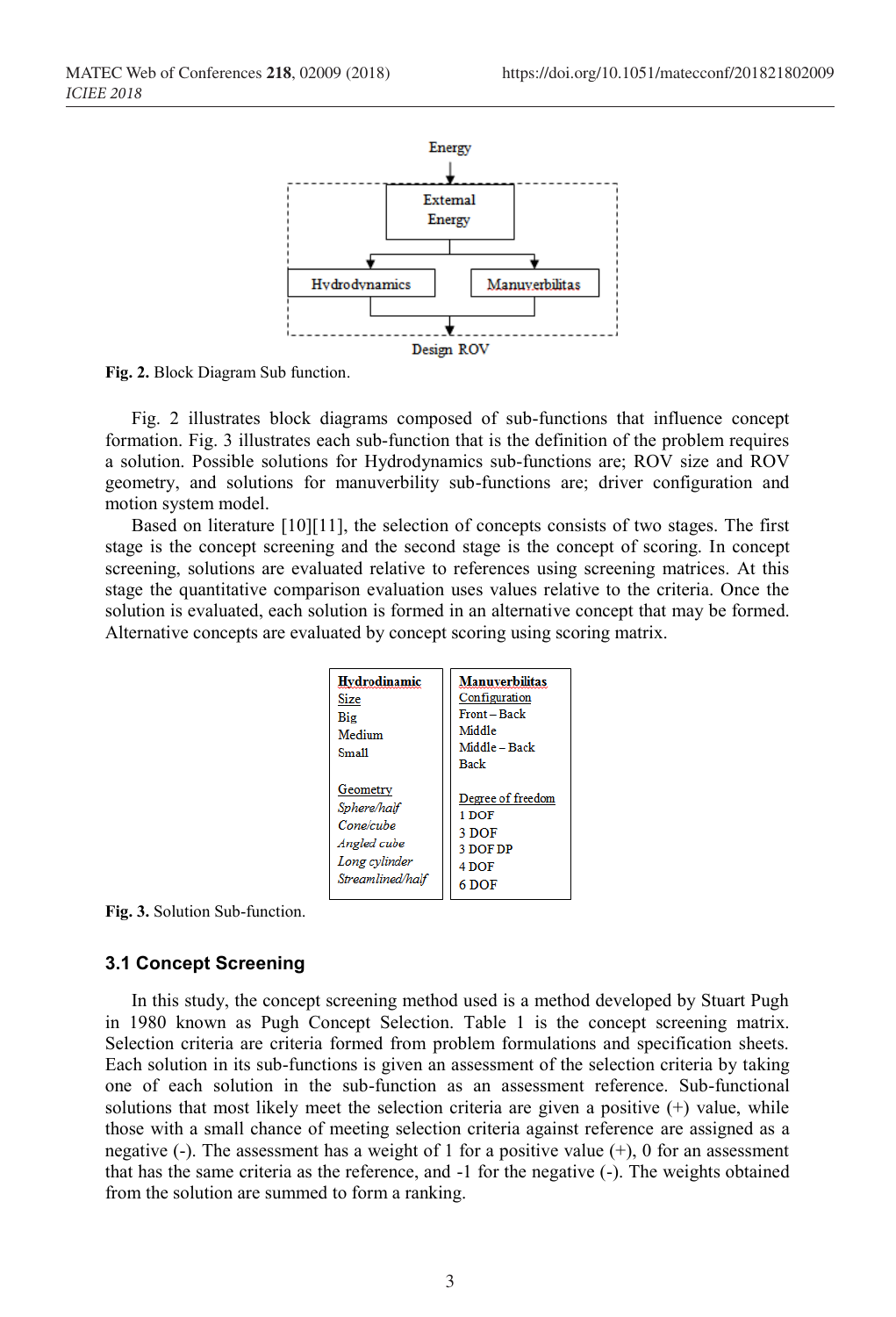Energy

External Energy

Hydrodynamics

Manuverbilitas

Design ROV

**Fig. 2.** Block Diagram Sub function.

Fig. 2 illustrates block diagrams composed of sub-functions that influence concept formation. Fig. 3 illustrates each sub-function that is the definition of the problem requires a solution. Possible solutions for Hydrodynamics sub-functions are; ROV size and ROV geometry, and solutions for manuverbility sub-functions are; driver configuration and motion system model.

Based on literature [10][11], the selection of concepts consists of two stages. The first stage is the concept screening and the second stage is the concept of scoring. In concept screening, solutions are evaluated relative to references using screening matrices. At this stage the quantitative comparison evaluation uses values relative to the criteria. Once the solution is evaluated, each solution is formed in an alternative concept that may be formed. Alternative concepts are evaluated by concept scoring using scoring matrix.

| **Hydrodinamic** | **Manuverbilitas** |
|---|---|
| Size | Configuration |
| Big | Front – Back |
| Medium | Middle |
| Small | Middle – Back |
| | Back |
| Geometry | Degree of freedom |
| *Sphere/half* | 1 DOF |
| *Cone/cube* | 3 DOF |
| *Angled cube* | 3 DOF DP |
| *Long cylinder* | 4 DOF |
| *Streamlined/half* | 6 DOF |

**Fig. 3.** Solution Sub-function.

### 3.1 Concept Screening

In this study, the concept screening method used is a method developed by Stuart Pugh in 1980 known as Pugh Concept Selection. Table 1 is the concept screening matrix. Selection criteria are criteria formed from problem formulations and specification sheets. Each solution in its sub-functions is given an assessment of the selection criteria by taking one of each solution in the sub-function as an assessment reference. Sub-functional solutions that most likely meet the selection criteria are given a positive (+) value, while those with a small chance of meeting selection criteria against reference are assigned as a negative (-). The assessment has a weight of 1 for a positive value (+), 0 for an assessment that has the same criteria as the reference, and -1 for the negative (-). The weights obtained from the solution are summed to form a ranking.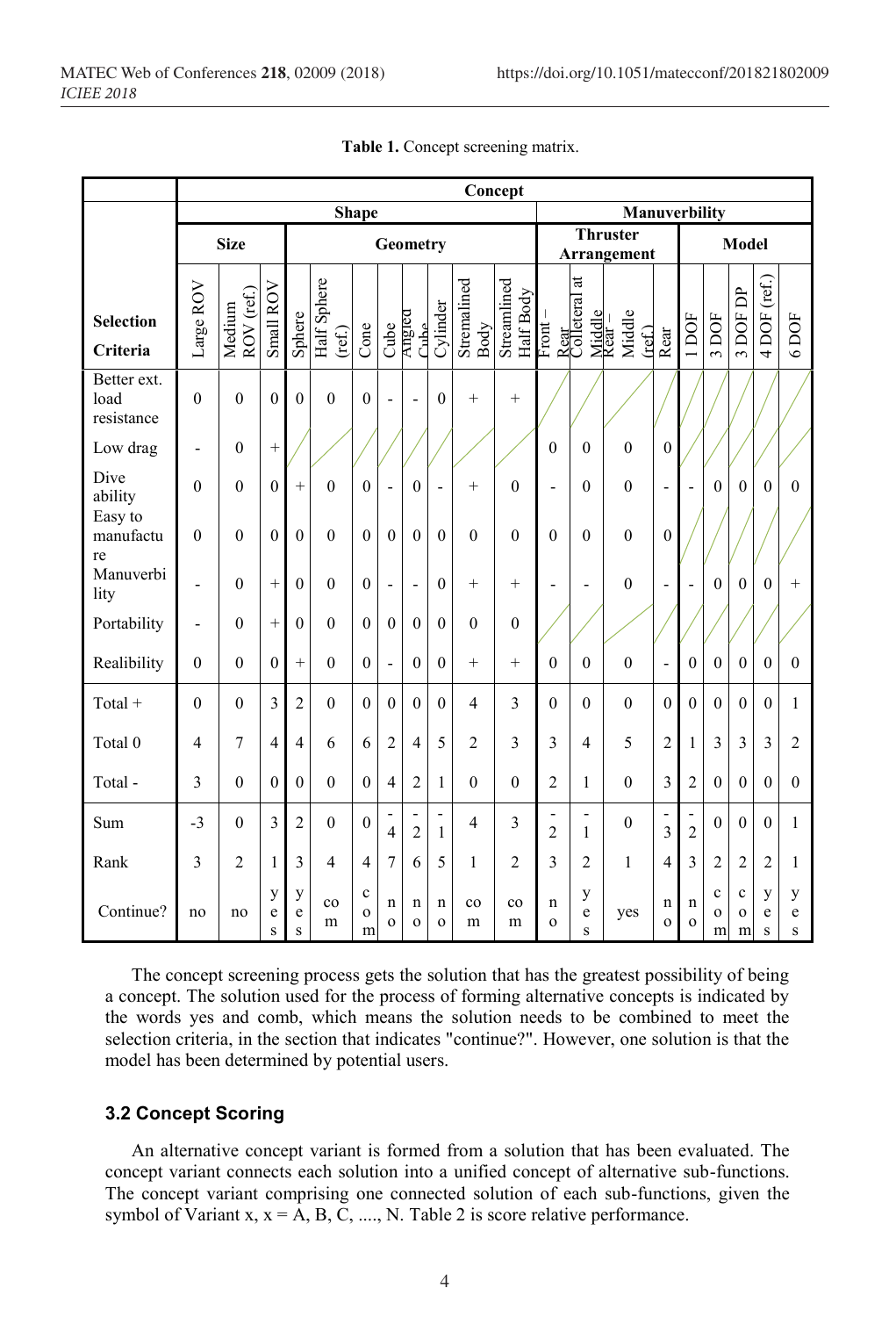**Table 1.** Concept screening matrix.

| Selection Criteria | Concept | | | | | | | | | | | | | | | | | | | | |
|---|---|---|---|---|---|---|---|---|---|---|---|---|---|---|---|---|---|---|---|---|---|
| | Shape | | | | | | | | | | | Manuverbility | | | | | | | | | |
| | Size | | | Geometry | | | | | | | | Thruster Arrangement | | | | Model | | | | | |
| | Large ROV | Medium ROV (ref.) | Small ROV | Sphere | Half Sphere (ref.) | Cone | Cube | Angled Cube | Cylinder | Stremalined Body | Streamlined Half Body | Front – Rear | Colleteral at Middle | Rear – Middle (ref.) | Rear | 1 DOF | 3 DOF | 3 DOF DP | 4 DOF (ref.) | 6 DOF |
| Better ext. load resistance | 0 | 0 | 0 | 0 | 0 | 0 | - | - | 0 | + | + | | | | | | | | | |
| Low drag | - | 0 | + | | | | | | | | | 0 | 0 | 0 | 0 | | | | | |
| Dive ability | 0 | 0 | 0 | + | 0 | 0 | - | 0 | - | + | 0 | - | 0 | 0 | - | - | 0 | 0 | 0 | 0 |
| Easy to manufacture | 0 | 0 | 0 | 0 | 0 | 0 | 0 | 0 | 0 | 0 | 0 | 0 | 0 | 0 | 0 | | | | | |
| Manuverbility | - | 0 | + | 0 | 0 | 0 | - | - | 0 | + | + | - | - | 0 | - | - | 0 | 0 | 0 | + |
| Portability | - | 0 | + | 0 | 0 | 0 | 0 | 0 | 0 | 0 | 0 | | | | | | | | | |
| Realibility | 0 | 0 | 0 | + | 0 | 0 | - | 0 | 0 | + | + | 0 | 0 | 0 | - | 0 | 0 | 0 | 0 | 0 |
| Total + | 0 | 0 | 3 | 2 | 0 | 0 | 0 | 0 | 0 | 4 | 3 | 0 | 0 | 0 | 0 | 0 | 0 | 0 | 0 | 1 |
| Total 0 | 4 | 7 | 4 | 4 | 6 | 6 | 2 | 4 | 5 | 2 | 3 | 3 | 4 | 5 | 2 | 1 | 3 | 3 | 3 | 2 |
| Total - | 3 | 0 | 0 | 0 | 0 | 0 | 4 | 2 | 1 | 0 | 0 | 2 | 1 | 0 | 3 | 2 | 0 | 0 | 0 | 0 |
| Sum | -3 | 0 | 3 | 2 | 0 | 0 | -4 | -2 | -1 | 4 | 3 | -2 | -1 | 0 | -3 | -2 | 0 | 0 | 0 | 1 |
| Rank | 3 | 2 | 1 | 3 | 4 | 4 | 7 | 6 | 5 | 1 | 2 | 3 | 2 | 1 | 4 | 3 | 2 | 2 | 2 | 1 |
| Continue? | no | no | yes | yes | com | com | no | no | no | com | com | no | yes | yes | no | no | com | com | yes | yes |

The concept screening process gets the solution that has the greatest possibility of being a concept. The solution used for the process of forming alternative concepts is indicated by the words yes and comb, which means the solution needs to be combined to meet the selection criteria, in the section that indicates "continue?". However, one solution is that the model has been determined by potential users.

### 3.2 Concept Scoring

An alternative concept variant is formed from a solution that has been evaluated. The concept variant connects each solution into a unified concept of alternative sub-functions. The concept variant comprising one connected solution of each sub-functions, given the symbol of Variant x, x = A, B, C, ...., N. Table 2 is score relative performance.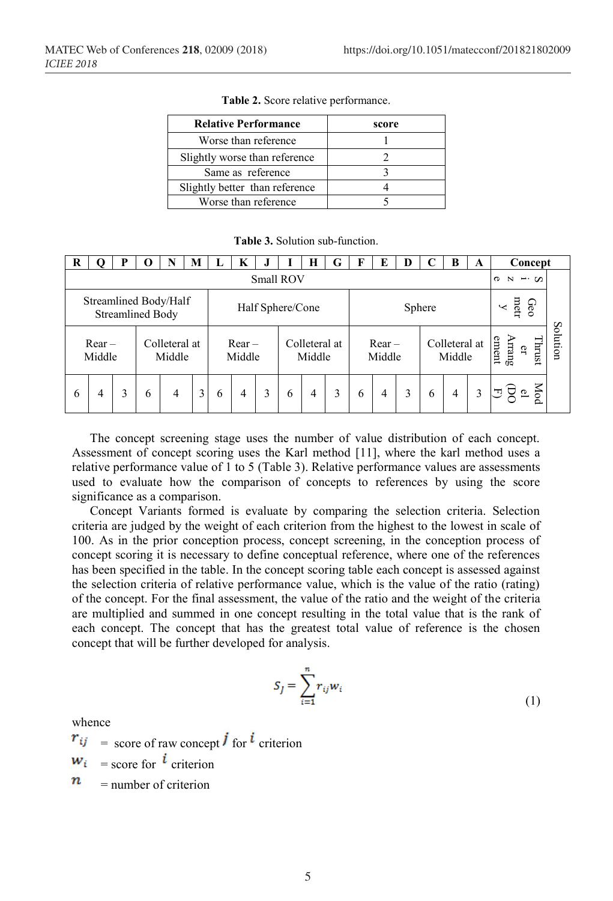**Table 2.** Score relative performance.

| Relative Performance | score |
|---|---|
| Worse than reference | 1 |
| Slightly worse than reference | 2 |
| Same as reference | 3 |
| Slightly better than reference | 4 |
| Worse than reference | 5 |

**Table 3.** Solution sub-function.

| R | Q | P | O | N | M | L | K | J | I | H | G | F | E | D | C | B | A | Concept | |
|---|---|---|---|---|---|---|---|---|---|---|---|---|---|---|---|---|---|---|---|
| Small ROV | | | | | | | | | | | | | | | | | | Size | Solution |
| Streamlined Body/Half Streamlined Body | | | | | | Half Sphere/Cone | | | | | | Sphere | | | | | | Geometry | |
| Rear – Middle | | | Colleteral at Middle | | | Rear – Middle | | | Colleteral at Middle | | | Rear – Middle | | | Colleteral at Middle | | | Thruster Arrangement | |
| 6 | 4 | 3 | 6 | 4 | 3 | 6 | 4 | 3 | 6 | 4 | 3 | 6 | 4 | 3 | 6 | 4 | 3 | Model (DOF) | |

The concept screening stage uses the number of value distribution of each concept. Assessment of concept scoring uses the Karl method [11], where the karl method uses a relative performance value of 1 to 5 (Table 3). Relative performance values are assessments used to evaluate how the comparison of concepts to references by using the score significance as a comparison.

Concept Variants formed is evaluate by comparing the selection criteria. Selection criteria are judged by the weight of each criterion from the highest to the lowest in scale of 100. As in the prior conception process, concept screening, in the conception process of concept scoring it is necessary to define conceptual reference, where one of the references has been specified in the table. In the concept scoring table each concept is assessed against the selection criteria of relative performance value, which is the value of the ratio (rating) of the concept. For the final assessment, the value of the ratio and the weight of the criteria are multiplied and summed in one concept resulting in the total value that is the rank of each concept. The concept that has the greatest total value of reference is the chosen concept that will be further developed for analysis.

$$S_J = \sum_{i=1}^{n} r_{ij} w_i \tag{1}$$

whence

$r_{ij}$ = score of raw concept $j$ for $i$ criterion

$w_i$ = score for $i$ criterion

$n$ = number of criterion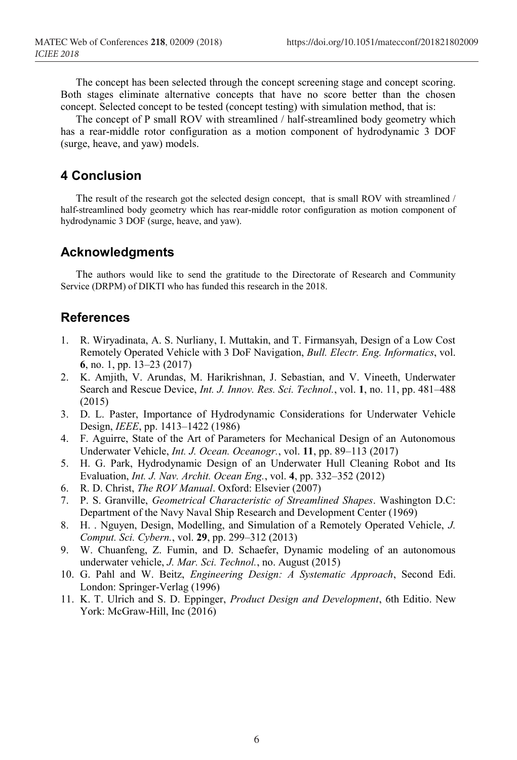The concept has been selected through the concept screening stage and concept scoring. Both stages eliminate alternative concepts that have no score better than the chosen concept. Selected concept to be tested (concept testing) with simulation method, that is:

The concept of P small ROV with streamlined / half-streamlined body geometry which has a rear-middle rotor configuration as a motion component of hydrodynamic 3 DOF (surge, heave, and yaw) models.

## 4 Conclusion

The result of the research got the selected design concept, that is small ROV with streamlined / half-streamlined body geometry which has rear-middle rotor configuration as motion component of hydrodynamic 3 DOF (surge, heave, and yaw).

## Acknowledgments

The authors would like to send the gratitude to the Directorate of Research and Community Service (DRPM) of DIKTI who has funded this research in the 2018.

## References

1. R. Wiryadinata, A. S. Nurliany, I. Muttakin, and T. Firmansyah, Design of a Low Cost Remotely Operated Vehicle with 3 DoF Navigation, *Bull. Electr. Eng. Informatics*, vol. **6**, no. 1, pp. 13–23 (2017)
2. K. Amjith, V. Arundas, M. Harikrishnan, J. Sebastian, and V. Vineeth, Underwater Search and Rescue Device, *Int. J. Innov. Res. Sci. Technol.*, vol. **1**, no. 11, pp. 481–488 (2015)
3. D. L. Paster, Importance of Hydrodynamic Considerations for Underwater Vehicle Design, *IEEE*, pp. 1413–1422 (1986)
4. F. Aguirre, State of the Art of Parameters for Mechanical Design of an Autonomous Underwater Vehicle, *Int. J. Ocean. Oceanogr.*, vol. **11**, pp. 89–113 (2017)
5. H. G. Park, Hydrodynamic Design of an Underwater Hull Cleaning Robot and Its Evaluation, *Int. J. Nav. Archit. Ocean Eng.*, vol. **4**, pp. 332–352 (2012)
6. R. D. Christ, *The ROV Manual*. Oxford: Elsevier (2007)
7. P. S. Granville, *Geometrical Characteristic of Streamlined Shapes*. Washington D.C: Department of the Navy Naval Ship Research and Development Center (1969)
8. H. . Nguyen, Design, Modelling, and Simulation of a Remotely Operated Vehicle, *J. Comput. Sci. Cybern.*, vol. **29**, pp. 299–312 (2013)
9. W. Chuanfeng, Z. Fumin, and D. Schaefer, Dynamic modeling of an autonomous underwater vehicle, *J. Mar. Sci. Technol.*, no. August (2015)
10. G. Pahl and W. Beitz, *Engineering Design: A Systematic Approach*, Second Edi. London: Springer-Verlag (1996)
11. K. T. Ulrich and S. D. Eppinger, *Product Design and Development*, 6th Editio. New York: McGraw-Hill, Inc (2016)